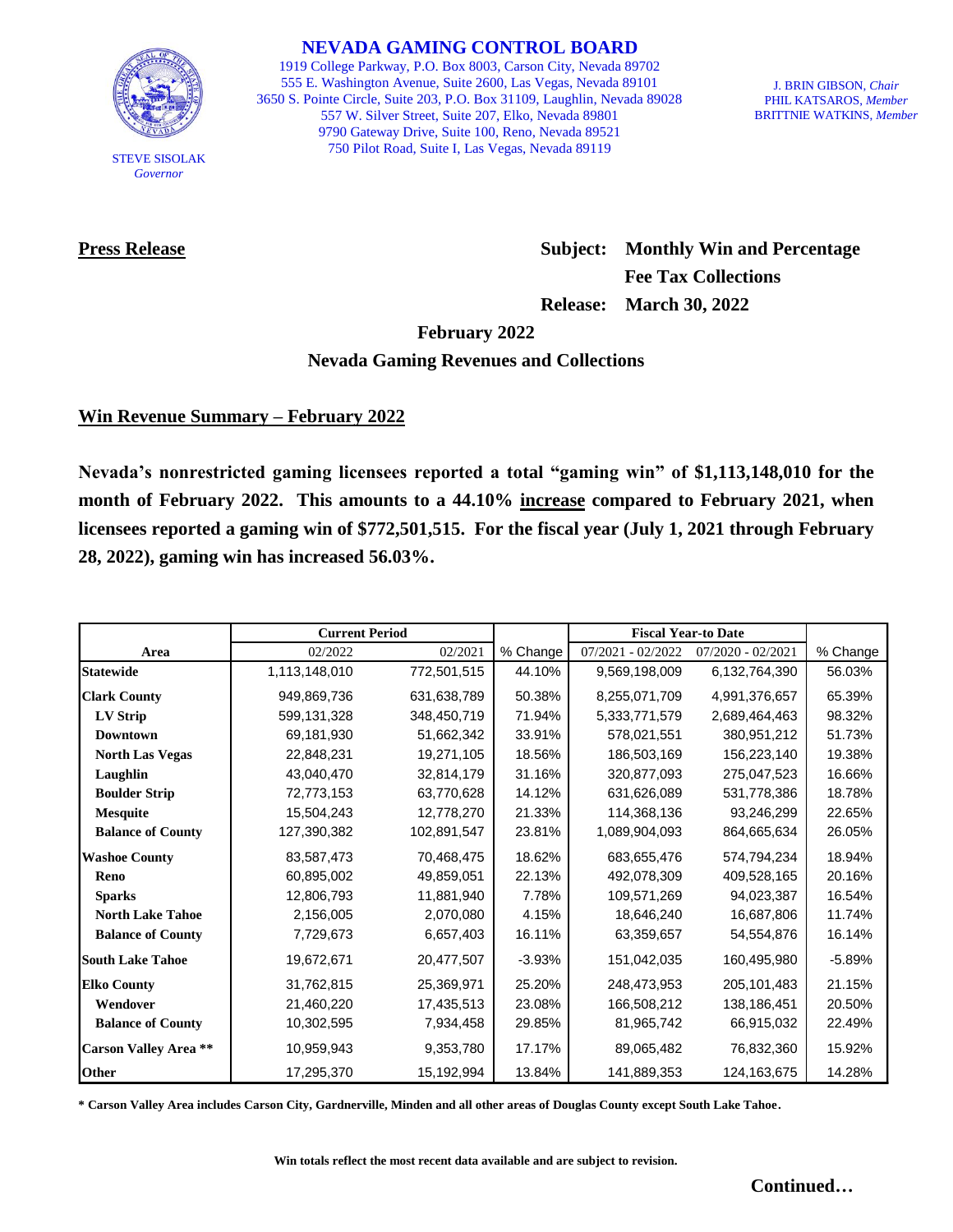**NEVADA GAMING CONTROL BOARD**

1919 College Parkway, P.O. Box 8003, Carson City, Nevada 89702
555 E. Washington Avenue, Suite 2600, Las Vegas, Nevada 89101
3650 S. Pointe Circle, Suite 203, P.O. Box 31109, Laughlin, Nevada 89028
557 W. Silver Street, Suite 207, Elko, Nevada 89801
9790 Gateway Drive, Suite 100, Reno, Nevada 89521
750 Pilot Road, Suite I, Las Vegas, Nevada 89119

STEVE SISOLAK
*Governor*

J. BRIN GIBSON, *Chair*
PHIL KATSAROS, *Member*
BRITTNIE WATKINS, *Member*

**Press Release**

**Subject: Monthly Win and Percentage Fee Tax Collections**

**Release: March 30, 2022**

## February 2022
## Nevada Gaming Revenues and Collections

### Win Revenue Summary – February 2022

**Nevada's nonrestricted gaming licensees reported a total "gaming win" of $1,113,148,010 for the month of February 2022. This amounts to a 44.10% increase compared to February 2021, when licensees reported a gaming win of $772,501,515. For the fiscal year (July 1, 2021 through February 28, 2022), gaming win has increased 56.03%.**

| | Current Period | | | Fiscal Year-to Date | | |
|---|---|---|---|---|---|---|
| Area | 02/2022 | 02/2021 | % Change | 07/2021 - 02/2022 | 07/2020 - 02/2021 | % Change |
| **Statewide** | 1,113,148,010 | 772,501,515 | 44.10% | 9,569,198,009 | 6,132,764,390 | 56.03% |
| **Clark County** | 949,869,736 | 631,638,789 | 50.38% | 8,255,071,709 | 4,991,376,657 | 65.39% |
| **LV Strip** | 599,131,328 | 348,450,719 | 71.94% | 5,333,771,579 | 2,689,464,463 | 98.32% |
| **Downtown** | 69,181,930 | 51,662,342 | 33.91% | 578,021,551 | 380,951,212 | 51.73% |
| **North Las Vegas** | 22,848,231 | 19,271,105 | 18.56% | 186,503,169 | 156,223,140 | 19.38% |
| **Laughlin** | 43,040,470 | 32,814,179 | 31.16% | 320,877,093 | 275,047,523 | 16.66% |
| **Boulder Strip** | 72,773,153 | 63,770,628 | 14.12% | 631,626,089 | 531,778,386 | 18.78% |
| **Mesquite** | 15,504,243 | 12,778,270 | 21.33% | 114,368,136 | 93,246,299 | 22.65% |
| **Balance of County** | 127,390,382 | 102,891,547 | 23.81% | 1,089,904,093 | 864,665,634 | 26.05% |
| **Washoe County** | 83,587,473 | 70,468,475 | 18.62% | 683,655,476 | 574,794,234 | 18.94% |
| **Reno** | 60,895,002 | 49,859,051 | 22.13% | 492,078,309 | 409,528,165 | 20.16% |
| **Sparks** | 12,806,793 | 11,881,940 | 7.78% | 109,571,269 | 94,023,387 | 16.54% |
| **North Lake Tahoe** | 2,156,005 | 2,070,080 | 4.15% | 18,646,240 | 16,687,806 | 11.74% |
| **Balance of County** | 7,729,673 | 6,657,403 | 16.11% | 63,359,657 | 54,554,876 | 16.14% |
| **South Lake Tahoe** | 19,672,671 | 20,477,507 | -3.93% | 151,042,035 | 160,495,980 | -5.89% |
| **Elko County** | 31,762,815 | 25,369,971 | 25.20% | 248,473,953 | 205,101,483 | 21.15% |
| **Wendover** | 21,460,220 | 17,435,513 | 23.08% | 166,508,212 | 138,186,451 | 20.50% |
| **Balance of County** | 10,302,595 | 7,934,458 | 29.85% | 81,965,742 | 66,915,032 | 22.49% |
| **Carson Valley Area \*\*** | 10,959,943 | 9,353,780 | 17.17% | 89,065,482 | 76,832,360 | 15.92% |
| **Other** | 17,295,370 | 15,192,994 | 13.84% | 141,889,353 | 124,163,675 | 14.28% |

**\* Carson Valley Area includes Carson City, Gardnerville, Minden and all other areas of Douglas County except South Lake Tahoe.**

**Win totals reflect the most recent data available and are subject to revision.**

**Continued…**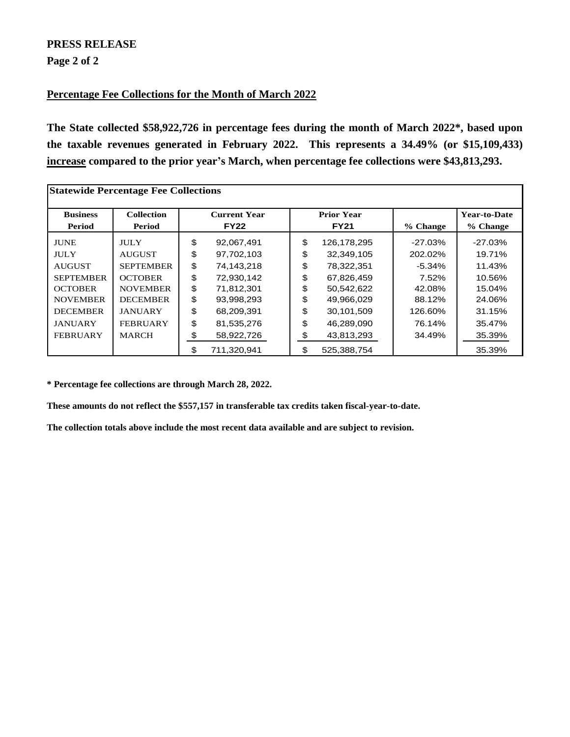**PRESS RELEASE**

## Percentage Fee Collections for the Month of March 2022

**The State collected $58,922,726 in percentage fees during the month of March 2022*, based upon the taxable revenues generated in February 2022. This represents a 34.49% (or $15,109,433) increase compared to the prior year's March, when percentage fee collections were $43,813,293.**

| Statewide Percentage Fee Collections | | | | | |
|---|---|---|---|---|---|
| **Business Period** | **Collection Period** | **Current Year FY22** | **Prior Year FY21** | **% Change** | **Year-to-Date % Change** |
| JUNE | JULY | $ 92,067,491 | $ 126,178,295 | -27.03% | -27.03% |
| JULY | AUGUST | $ 97,702,103 | $ 32,349,105 | 202.02% | 19.71% |
| AUGUST | SEPTEMBER | $ 74,143,218 | $ 78,322,351 | -5.34% | 11.43% |
| SEPTEMBER | OCTOBER | $ 72,930,142 | $ 67,826,459 | 7.52% | 10.56% |
| OCTOBER | NOVEMBER | $ 71,812,301 | $ 50,542,622 | 42.08% | 15.04% |
| NOVEMBER | DECEMBER | $ 93,998,293 | $ 49,966,029 | 88.12% | 24.06% |
| DECEMBER | JANUARY | $ 68,209,391 | $ 30,101,509 | 126.60% | 31.15% |
| JANUARY | FEBRUARY | $ 81,535,276 | $ 46,289,090 | 76.14% | 35.47% |
| FEBRUARY | MARCH | $ 58,922,726 | $ 43,813,293 | 34.49% | 35.39% |
| | | $ 711,320,941 | $ 525,388,754 | | 35.39% |

**\* Percentage fee collections are through March 28, 2022.**

**These amounts do not reflect the $557,157 in transferable tax credits taken fiscal-year-to-date.**

**The collection totals above include the most recent data available and are subject to revision.**